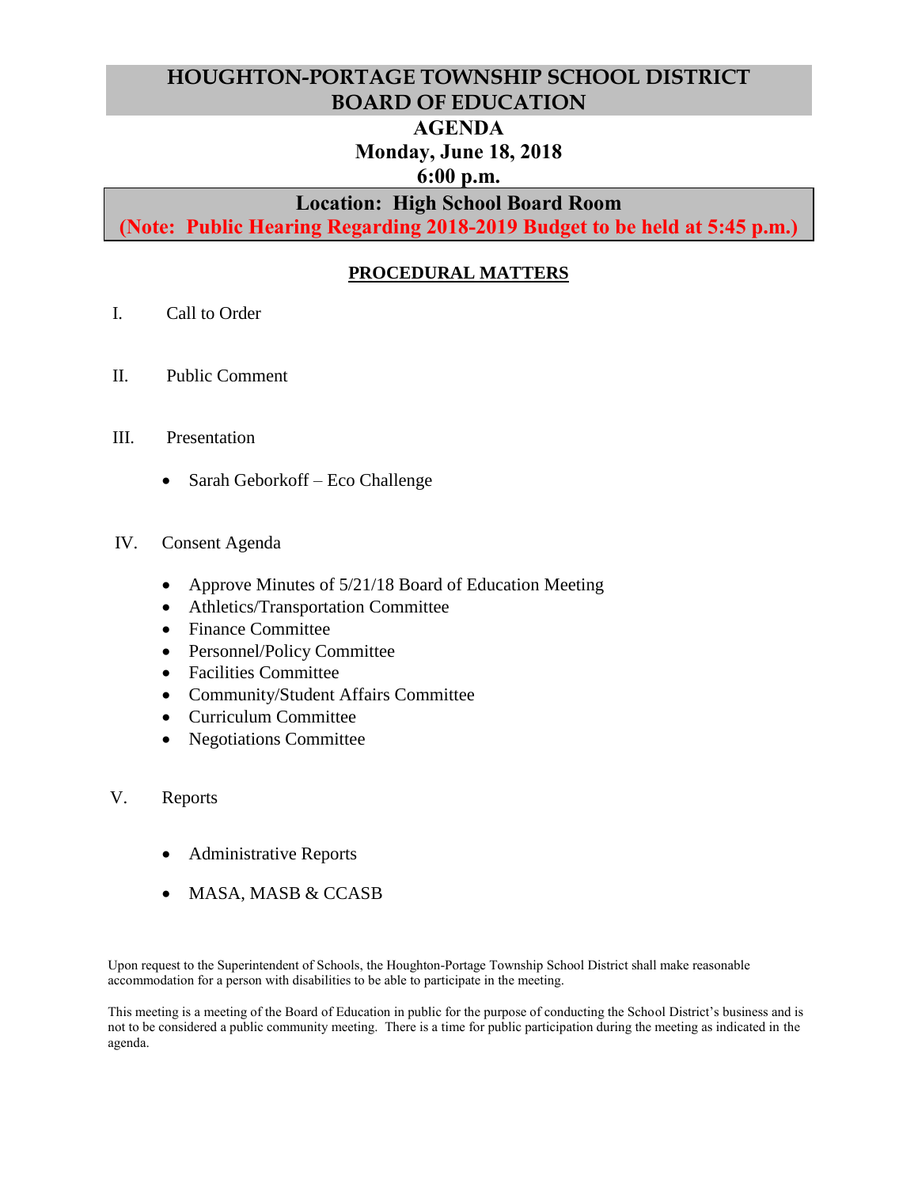# HOUGHTON-PORTAGE TOWNSHIP SCHOOL DISTRICT BOARD OF EDUCATION

## AGENDA

**Monday, June 18, 2018**

**6:00 p.m.**

**Location: High School Board Room**

**(Note: Public Hearing Regarding 2018-2019 Budget to be held at 5:45 p.m.)**

## PROCEDURAL MATTERS

I. Call to Order

II. Public Comment

III. Presentation

- Sarah Geborkoff – Eco Challenge

IV. Consent Agenda

- Approve Minutes of 5/21/18 Board of Education Meeting
- Athletics/Transportation Committee
- Finance Committee
- Personnel/Policy Committee
- Facilities Committee
- Community/Student Affairs Committee
- Curriculum Committee
- Negotiations Committee

V. Reports

- Administrative Reports
- MASA, MASB & CCASB

Upon request to the Superintendent of Schools, the Houghton-Portage Township School District shall make reasonable accommodation for a person with disabilities to be able to participate in the meeting.

This meeting is a meeting of the Board of Education in public for the purpose of conducting the School District's business and is not to be considered a public community meeting. There is a time for public participation during the meeting as indicated in the agenda.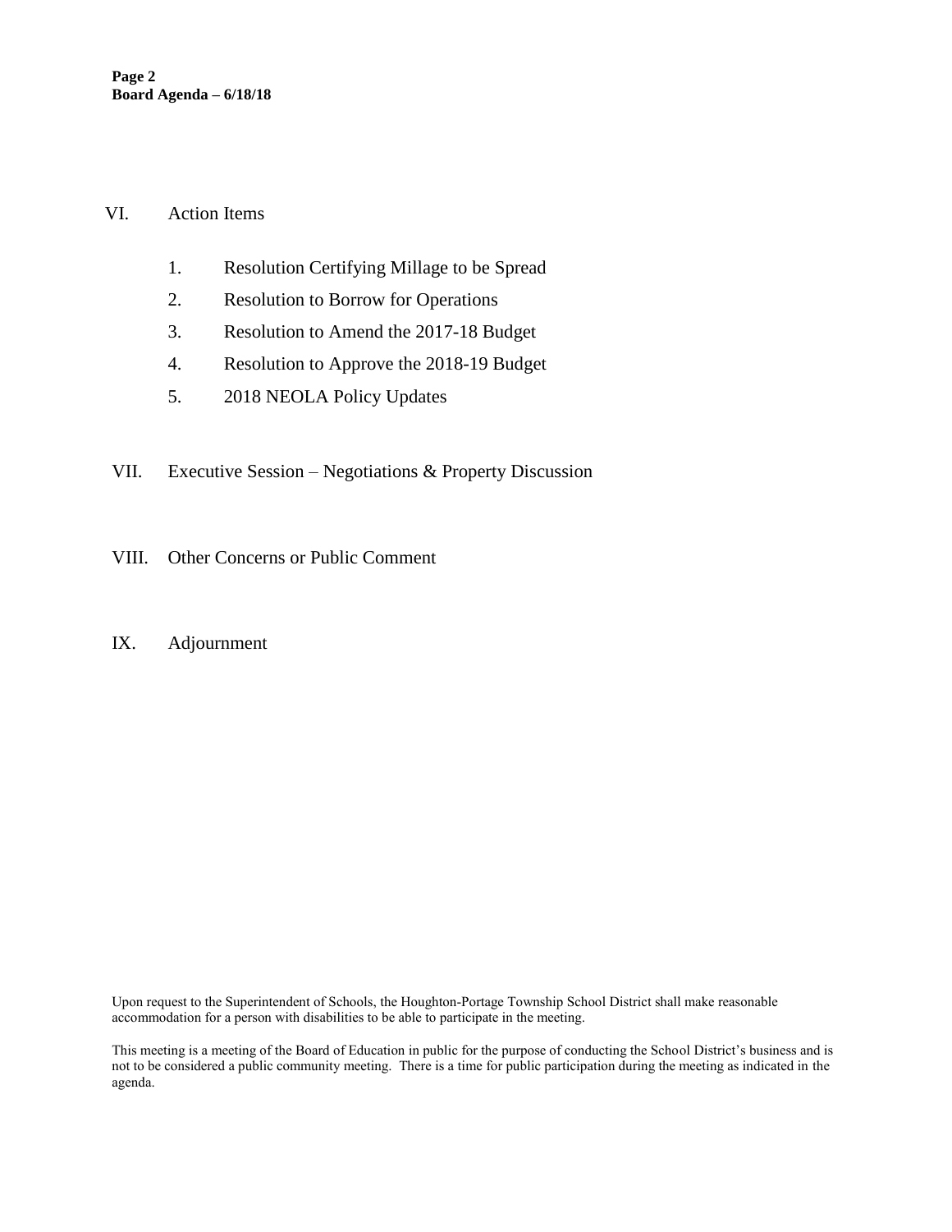VI. Action Items

1. Resolution Certifying Millage to be Spread
2. Resolution to Borrow for Operations
3. Resolution to Amend the 2017-18 Budget
4. Resolution to Approve the 2018-19 Budget
5. 2018 NEOLA Policy Updates

VII. Executive Session – Negotiations & Property Discussion

VIII. Other Concerns or Public Comment

IX. Adjournment

Upon request to the Superintendent of Schools, the Houghton-Portage Township School District shall make reasonable accommodation for a person with disabilities to be able to participate in the meeting.

This meeting is a meeting of the Board of Education in public for the purpose of conducting the School District's business and is not to be considered a public community meeting. There is a time for public participation during the meeting as indicated in the agenda.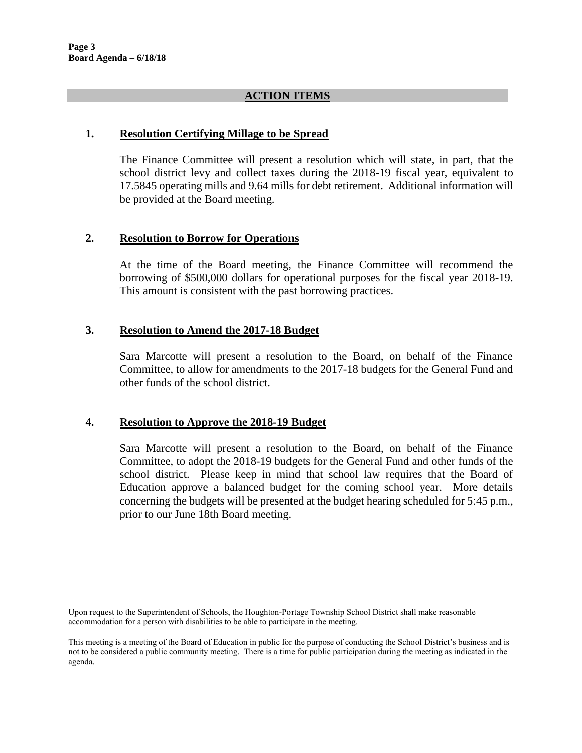## ACTION ITEMS

### 1. Resolution Certifying Millage to be Spread

The Finance Committee will present a resolution which will state, in part, that the school district levy and collect taxes during the 2018-19 fiscal year, equivalent to 17.5845 operating mills and 9.64 mills for debt retirement. Additional information will be provided at the Board meeting.

### 2. Resolution to Borrow for Operations

At the time of the Board meeting, the Finance Committee will recommend the borrowing of $500,000 dollars for operational purposes for the fiscal year 2018-19. This amount is consistent with the past borrowing practices.

### 3. Resolution to Amend the 2017-18 Budget

Sara Marcotte will present a resolution to the Board, on behalf of the Finance Committee, to allow for amendments to the 2017-18 budgets for the General Fund and other funds of the school district.

### 4. Resolution to Approve the 2018-19 Budget

Sara Marcotte will present a resolution to the Board, on behalf of the Finance Committee, to adopt the 2018-19 budgets for the General Fund and other funds of the school district. Please keep in mind that school law requires that the Board of Education approve a balanced budget for the coming school year. More details concerning the budgets will be presented at the budget hearing scheduled for 5:45 p.m., prior to our June 18th Board meeting.

Upon request to the Superintendent of Schools, the Houghton-Portage Township School District shall make reasonable accommodation for a person with disabilities to be able to participate in the meeting.

This meeting is a meeting of the Board of Education in public for the purpose of conducting the School District's business and is not to be considered a public community meeting. There is a time for public participation during the meeting as indicated in the agenda.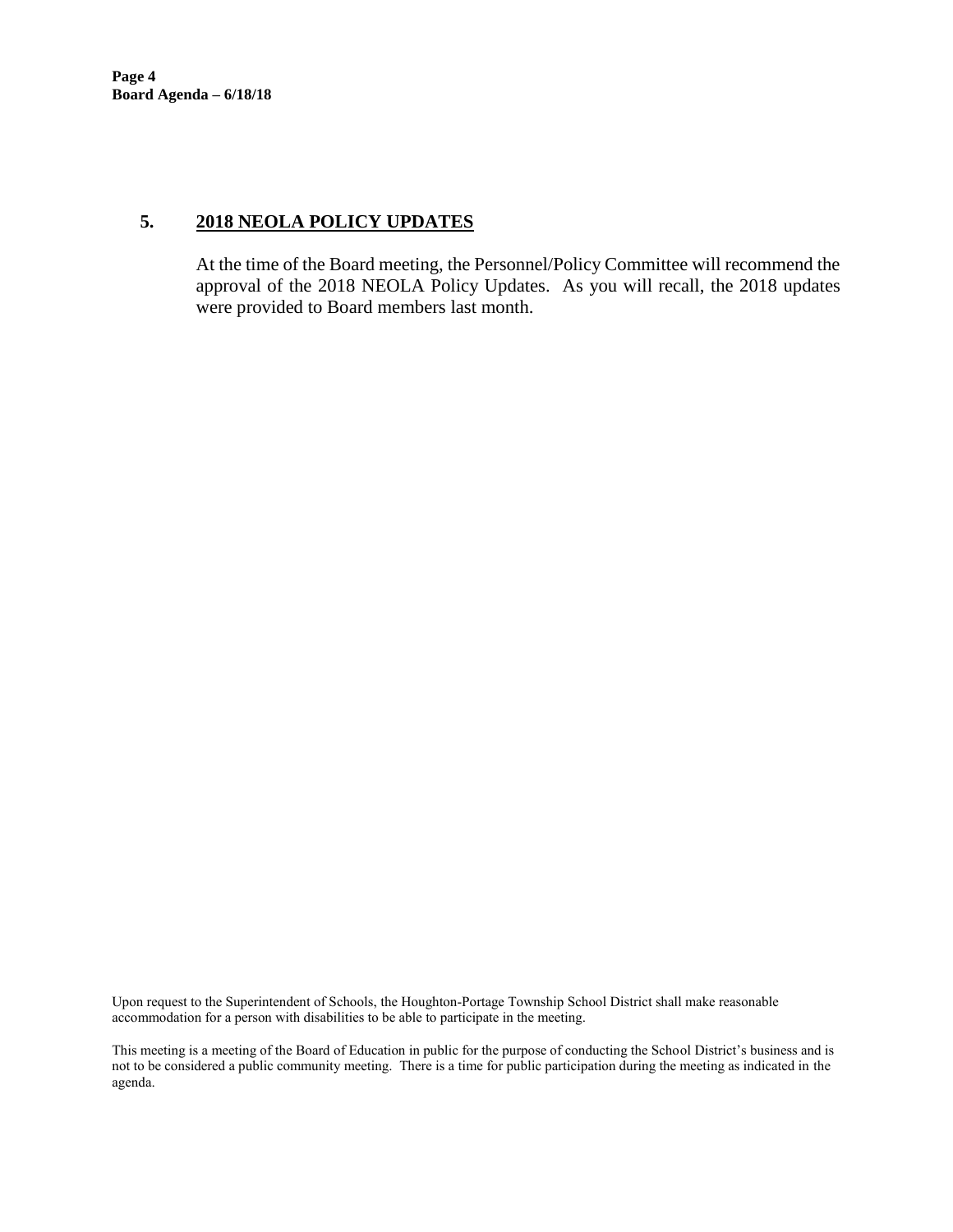## 5. **2018 NEOLA POLICY UPDATES**

At the time of the Board meeting, the Personnel/Policy Committee will recommend the approval of the 2018 NEOLA Policy Updates. As you will recall, the 2018 updates were provided to Board members last month.

Upon request to the Superintendent of Schools, the Houghton-Portage Township School District shall make reasonable accommodation for a person with disabilities to be able to participate in the meeting.

This meeting is a meeting of the Board of Education in public for the purpose of conducting the School District's business and is not to be considered a public community meeting. There is a time for public participation during the meeting as indicated in the agenda.